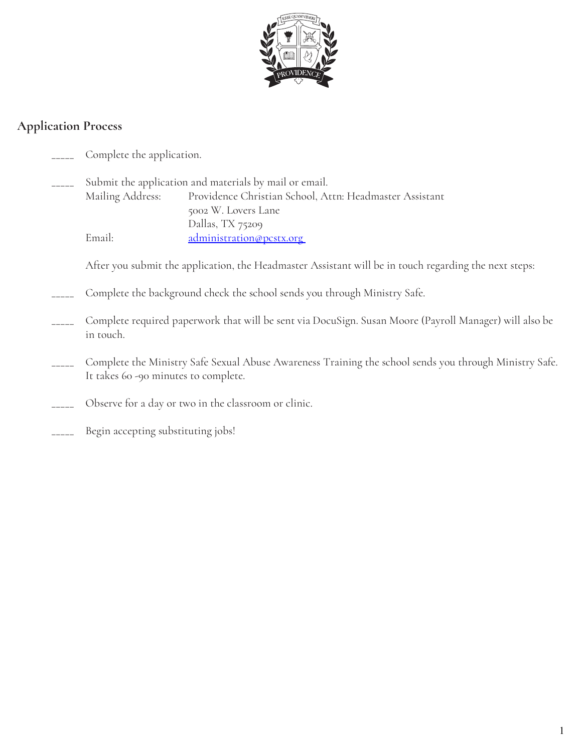## Application Process

_____ Complete the application.

_____ Submit the application and materials by mail or email.

Mailing Address: Providence Christian School, Attn: Headmaster Assistant
5002 W. Lovers Lane
Dallas, TX 75209

Email: administration@pcstx.org

After you submit the application, the Headmaster Assistant will be in touch regarding the next steps:

_____ Complete the background check the school sends you through Ministry Safe.

_____ Complete required paperwork that will be sent via DocuSign. Susan Moore (Payroll Manager) will also be in touch.

_____ Complete the Ministry Safe Sexual Abuse Awareness Training the school sends you through Ministry Safe. It takes 60 -90 minutes to complete.

_____ Observe for a day or two in the classroom or clinic.

_____ Begin accepting substituting jobs!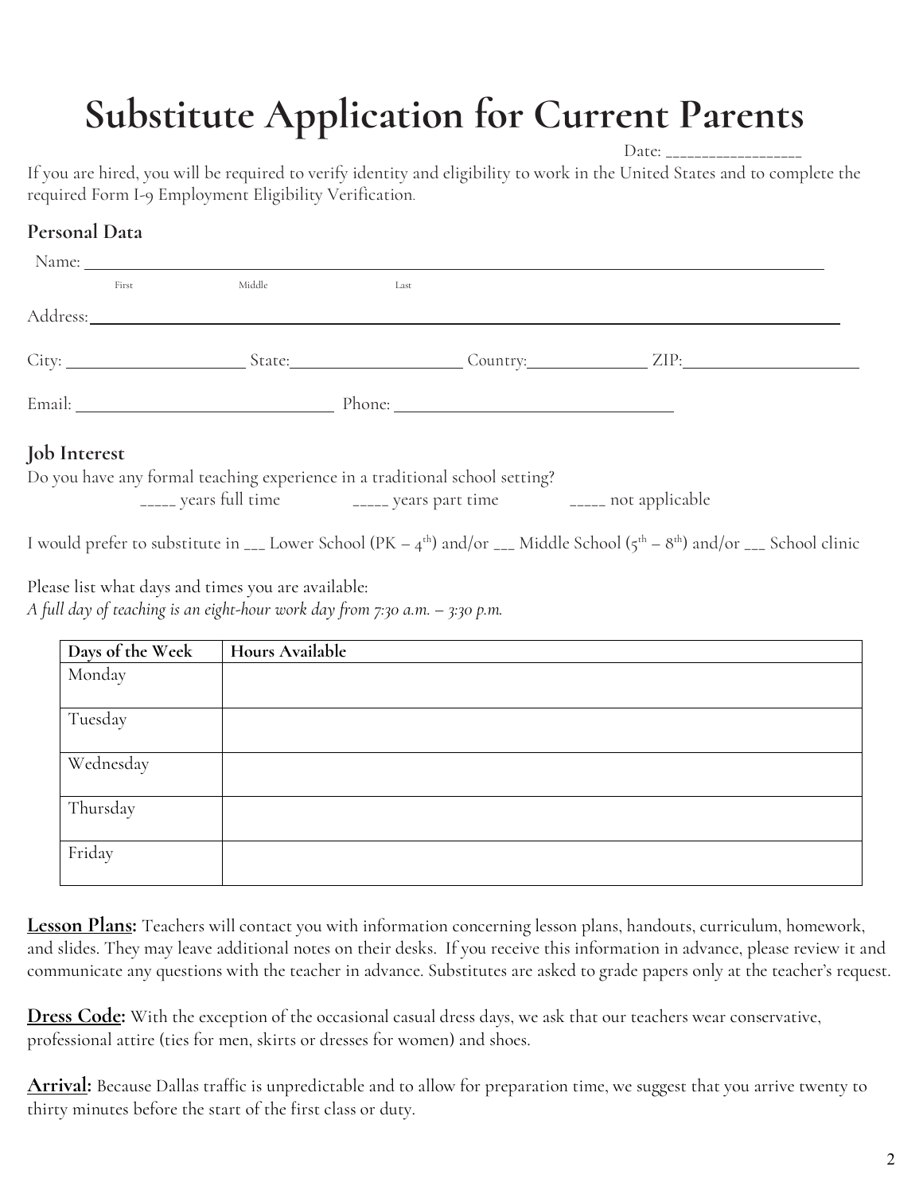# Substitute Application for Current Parents

Date: __________________

If you are hired, you will be required to verify identity and eligibility to work in the United States and to complete the required Form I-9 Employment Eligibility Verification.

## Personal Data

Name: ______________________________________________
First Middle Last

Address: ______________________________________________

City: ____________ State: ____________ Country: ____________ ZIP: ____________

Email: ____________________ Phone: ____________________

## Job Interest

Do you have any formal teaching experience in a traditional school setting?

_____ years full time _____ years part time _____ not applicable

I would prefer to substitute in ___ Lower School (PK – 4th) and/or ___ Middle School (5th – 8th) and/or ___ School clinic

Please list what days and times you are available:

*A full day of teaching is an eight-hour work day from 7:30 a.m. – 3:30 p.m.*

| Days of the Week | Hours Available |
|---|---|
| Monday | |
| Tuesday | |
| Wednesday | |
| Thursday | |
| Friday | |

**Lesson Plans:** Teachers will contact you with information concerning lesson plans, handouts, curriculum, homework, and slides. They may leave additional notes on their desks. If you receive this information in advance, please review it and communicate any questions with the teacher in advance. Substitutes are asked to grade papers only at the teacher's request.

**Dress Code:** With the exception of the occasional casual dress days, we ask that our teachers wear conservative, professional attire (ties for men, skirts or dresses for women) and shoes.

**Arrival:** Because Dallas traffic is unpredictable and to allow for preparation time, we suggest that you arrive twenty to thirty minutes before the start of the first class or duty.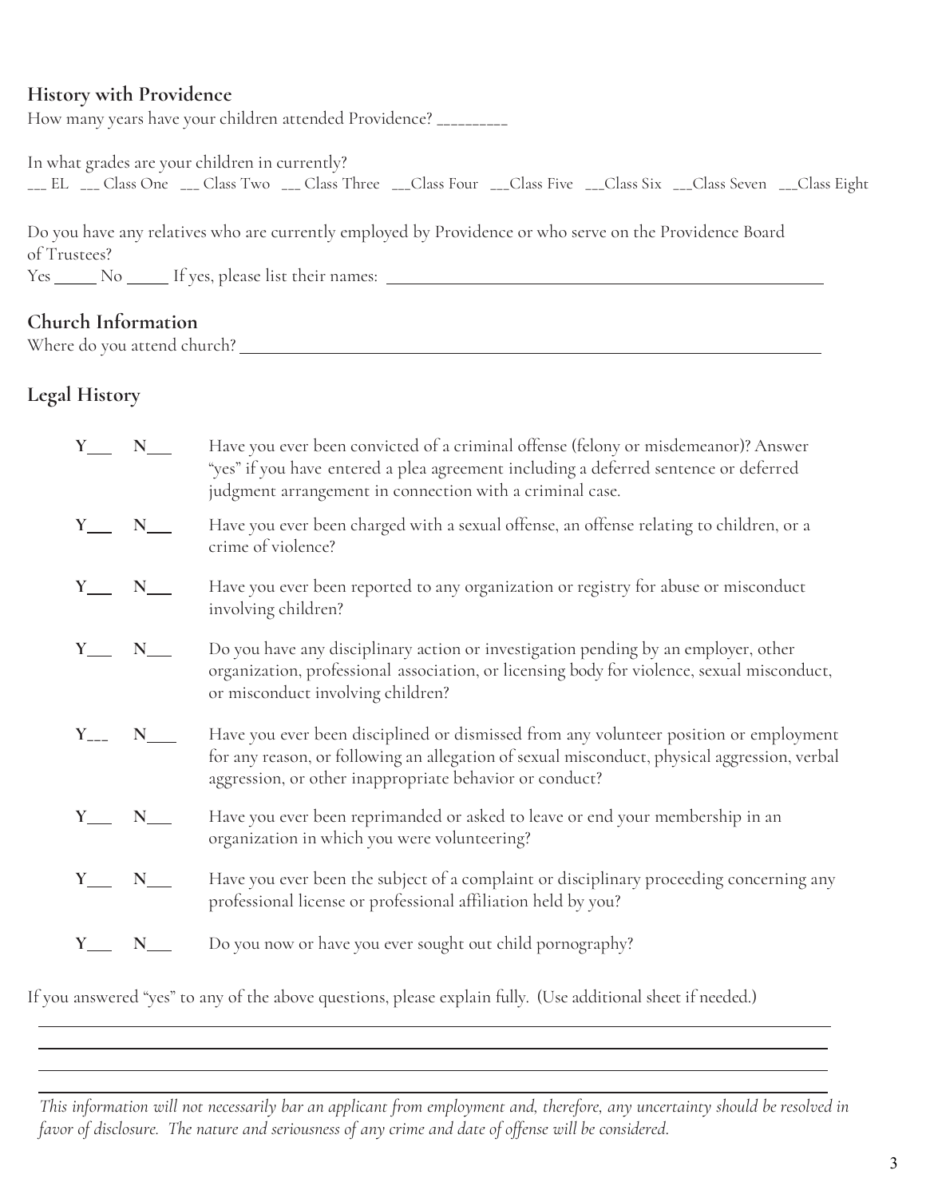## History with Providence

How many years have your children attended Providence? _________

In what grades are your children in currently?

___ EL ___ Class One ___ Class Two ___ Class Three ___Class Four ___Class Five ___Class Six ___Class Seven ___Class Eight

Do you have any relatives who are currently employed by Providence or who serve on the Providence Board of Trustees?

Yes _____ No _____ If yes, please list their names: ______________________________________________

## Church Information

Where do you attend church? ______________________________________________________________

## Legal History

**Y___ N___** Have you ever been convicted of a criminal offense (felony or misdemeanor)? Answer "yes" if you have entered a plea agreement including a deferred sentence or deferred judgment arrangement in connection with a criminal case.

**Y___ N___** Have you ever been charged with a sexual offense, an offense relating to children, or a crime of violence?

**Y___ N___** Have you ever been reported to any organization or registry for abuse or misconduct involving children?

**Y___ N___** Do you have any disciplinary action or investigation pending by an employer, other organization, professional association, or licensing body for violence, sexual misconduct, or misconduct involving children?

**Y___ N___** Have you ever been disciplined or dismissed from any volunteer position or employment for any reason, or following an allegation of sexual misconduct, physical aggression, verbal aggression, or other inappropriate behavior or conduct?

**Y___ N___** Have you ever been reprimanded or asked to leave or end your membership in an organization in which you were volunteering?

**Y___ N___** Have you ever been the subject of a complaint or disciplinary proceeding concerning any professional license or professional affiliation held by you?

**Y___ N___** Do you now or have you ever sought out child pornography?

If you answered "yes" to any of the above questions, please explain fully. (Use additional sheet if needed.)

______________________________________________________________________________

______________________________________________________________________________

______________________________________________________________________________

______________________________________________________________________________

*This information will not necessarily bar an applicant from employment and, therefore, any uncertainty should be resolved in favor of disclosure. The nature and seriousness of any crime and date of offense will be considered.*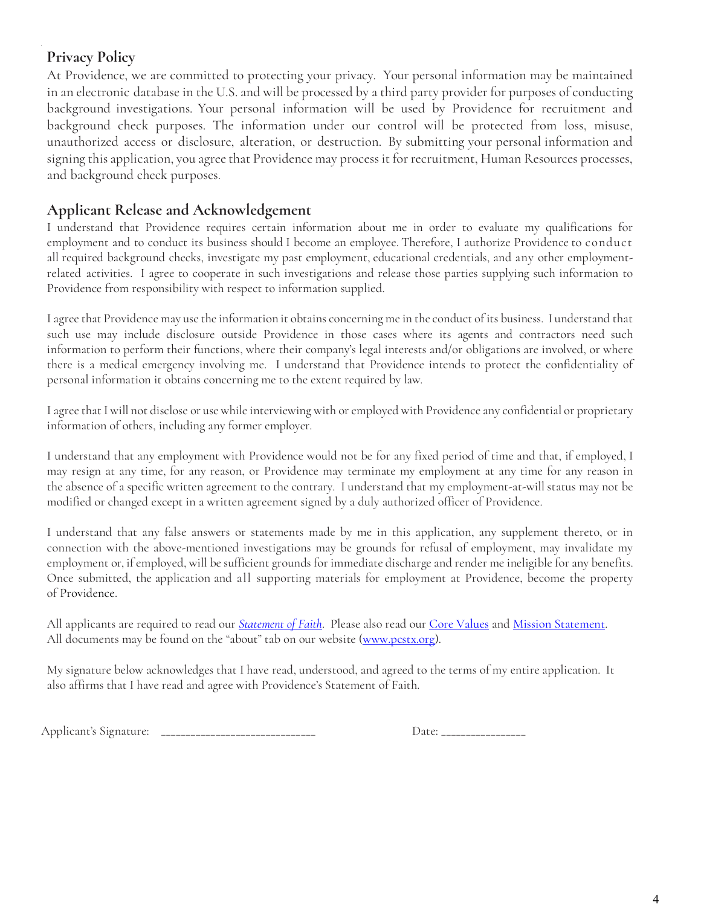## Privacy Policy

At Providence, we are committed to protecting your privacy. Your personal information may be maintained in an electronic database in the U.S. and will be processed by a third party provider for purposes of conducting background investigations. Your personal information will be used by Providence for recruitment and background check purposes. The information under our control will be protected from loss, misuse, unauthorized access or disclosure, alteration, or destruction. By submitting your personal information and signing this application, you agree that Providence may process it for recruitment, Human Resources processes, and background check purposes.

## Applicant Release and Acknowledgement

I understand that Providence requires certain information about me in order to evaluate my qualifications for employment and to conduct its business should I become an employee. Therefore, I authorize Providence to conduct all required background checks, investigate my past employment, educational credentials, and any other employment-related activities. I agree to cooperate in such investigations and release those parties supplying such information to Providence from responsibility with respect to information supplied.

I agree that Providence may use the information it obtains concerning me in the conduct of its business. I understand that such use may include disclosure outside Providence in those cases where its agents and contractors need such information to perform their functions, where their company's legal interests and/or obligations are involved, or where there is a medical emergency involving me. I understand that Providence intends to protect the confidentiality of personal information it obtains concerning me to the extent required by law.

I agree that I will not disclose or use while interviewing with or employed with Providence any confidential or proprietary information of others, including any former employer.

I understand that any employment with Providence would not be for any fixed period of time and that, if employed, I may resign at any time, for any reason, or Providence may terminate my employment at any time for any reason in the absence of a specific written agreement to the contrary. I understand that my employment-at-will status may not be modified or changed except in a written agreement signed by a duly authorized officer of Providence.

I understand that any false answers or statements made by me in this application, any supplement thereto, or in connection with the above-mentioned investigations may be grounds for refusal of employment, may invalidate my employment or, if employed, will be sufficient grounds for immediate discharge and render me ineligible for any benefits. Once submitted, the application and all supporting materials for employment at Providence, become the property of Providence.

All applicants are required to read our *Statement of Faith*. Please also read our Core Values and Mission Statement. All documents may be found on the "about" tab on our website (www.pcstx.org).

My signature below acknowledges that I have read, understood, and agreed to the terms of my entire application. It also affirms that I have read and agree with Providence's Statement of Faith.

Applicant's Signature: _____________________________ Date: ________________